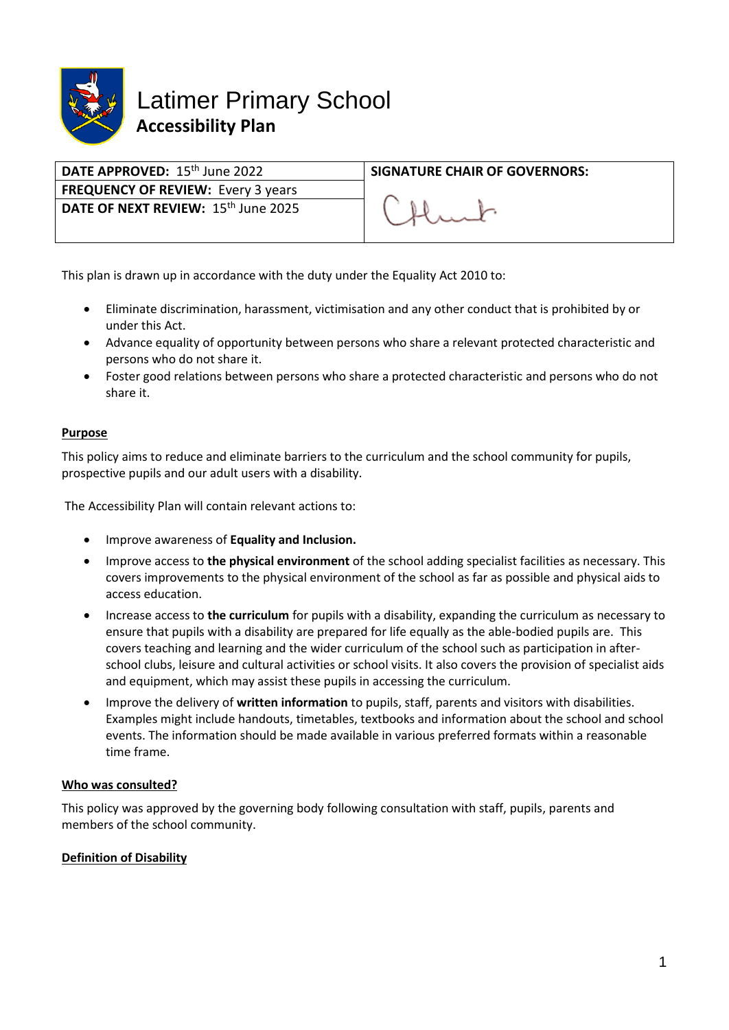# Latimer Primary School

## Accessibility Plan

| DATE APPROVED: 15th June 2022 | SIGNATURE CHAIR OF GOVERNORS: |
|---|---|
| FREQUENCY OF REVIEW: Every 3 years | |
| DATE OF NEXT REVIEW: 15th June 2025 | |

This plan is drawn up in accordance with the duty under the Equality Act 2010 to:

- Eliminate discrimination, harassment, victimisation and any other conduct that is prohibited by or under this Act.
- Advance equality of opportunity between persons who share a relevant protected characteristic and persons who do not share it.
- Foster good relations between persons who share a protected characteristic and persons who do not share it.

**Purpose**

This policy aims to reduce and eliminate barriers to the curriculum and the school community for pupils, prospective pupils and our adult users with a disability.

The Accessibility Plan will contain relevant actions to:

- Improve awareness of **Equality and Inclusion.**
- Improve access to **the physical environment** of the school adding specialist facilities as necessary. This covers improvements to the physical environment of the school as far as possible and physical aids to access education.
- Increase access to **the curriculum** for pupils with a disability, expanding the curriculum as necessary to ensure that pupils with a disability are prepared for life equally as the able-bodied pupils are. This covers teaching and learning and the wider curriculum of the school such as participation in after-school clubs, leisure and cultural activities or school visits. It also covers the provision of specialist aids and equipment, which may assist these pupils in accessing the curriculum.
- Improve the delivery of **written information** to pupils, staff, parents and visitors with disabilities. Examples might include handouts, timetables, textbooks and information about the school and school events. The information should be made available in various preferred formats within a reasonable time frame.

**Who was consulted?**

This policy was approved by the governing body following consultation with staff, pupils, parents and members of the school community.

**Definition of Disability**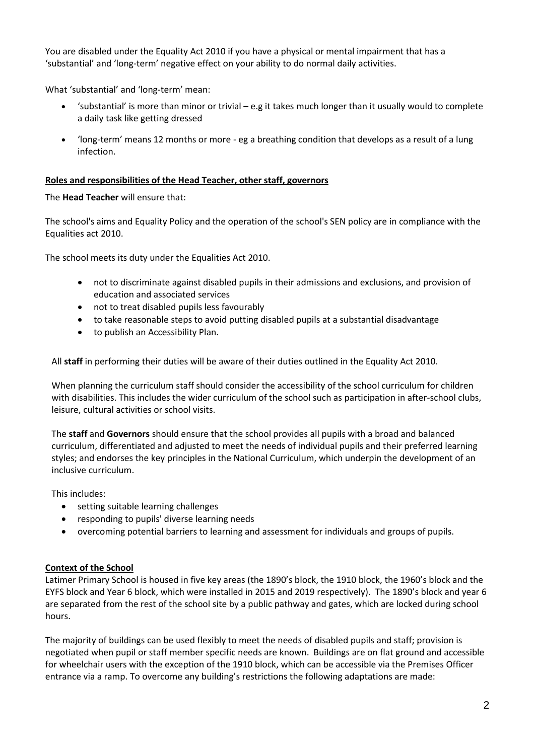You are disabled under the Equality Act 2010 if you have a physical or mental impairment that has a 'substantial' and 'long-term' negative effect on your ability to do normal daily activities.

What 'substantial' and 'long-term' mean:

- 'substantial' is more than minor or trivial – e.g it takes much longer than it usually would to complete a daily task like getting dressed
- 'long-term' means 12 months or more - eg a breathing condition that develops as a result of a lung infection.

**Roles and responsibilities of the Head Teacher, other staff, governors**

The **Head Teacher** will ensure that:

The school's aims and Equality Policy and the operation of the school's SEN policy are in compliance with the Equalities act 2010.

The school meets its duty under the Equalities Act 2010.

- not to discriminate against disabled pupils in their admissions and exclusions, and provision of education and associated services
- not to treat disabled pupils less favourably
- to take reasonable steps to avoid putting disabled pupils at a substantial disadvantage
- to publish an Accessibility Plan.

All **staff** in performing their duties will be aware of their duties outlined in the Equality Act 2010.

When planning the curriculum staff should consider the accessibility of the school curriculum for children with disabilities. This includes the wider curriculum of the school such as participation in after-school clubs, leisure, cultural activities or school visits.

The **staff** and **Governors** should ensure that the school provides all pupils with a broad and balanced curriculum, differentiated and adjusted to meet the needs of individual pupils and their preferred learning styles; and endorses the key principles in the National Curriculum, which underpin the development of an inclusive curriculum.

This includes:

- setting suitable learning challenges
- responding to pupils' diverse learning needs
- overcoming potential barriers to learning and assessment for individuals and groups of pupils.

**Context of the School**

Latimer Primary School is housed in five key areas (the 1890's block, the 1910 block, the 1960's block and the EYFS block and Year 6 block, which were installed in 2015 and 2019 respectively). The 1890's block and year 6 are separated from the rest of the school site by a public pathway and gates, which are locked during school hours.

The majority of buildings can be used flexibly to meet the needs of disabled pupils and staff; provision is negotiated when pupil or staff member specific needs are known. Buildings are on flat ground and accessible for wheelchair users with the exception of the 1910 block, which can be accessible via the Premises Officer entrance via a ramp. To overcome any building's restrictions the following adaptations are made: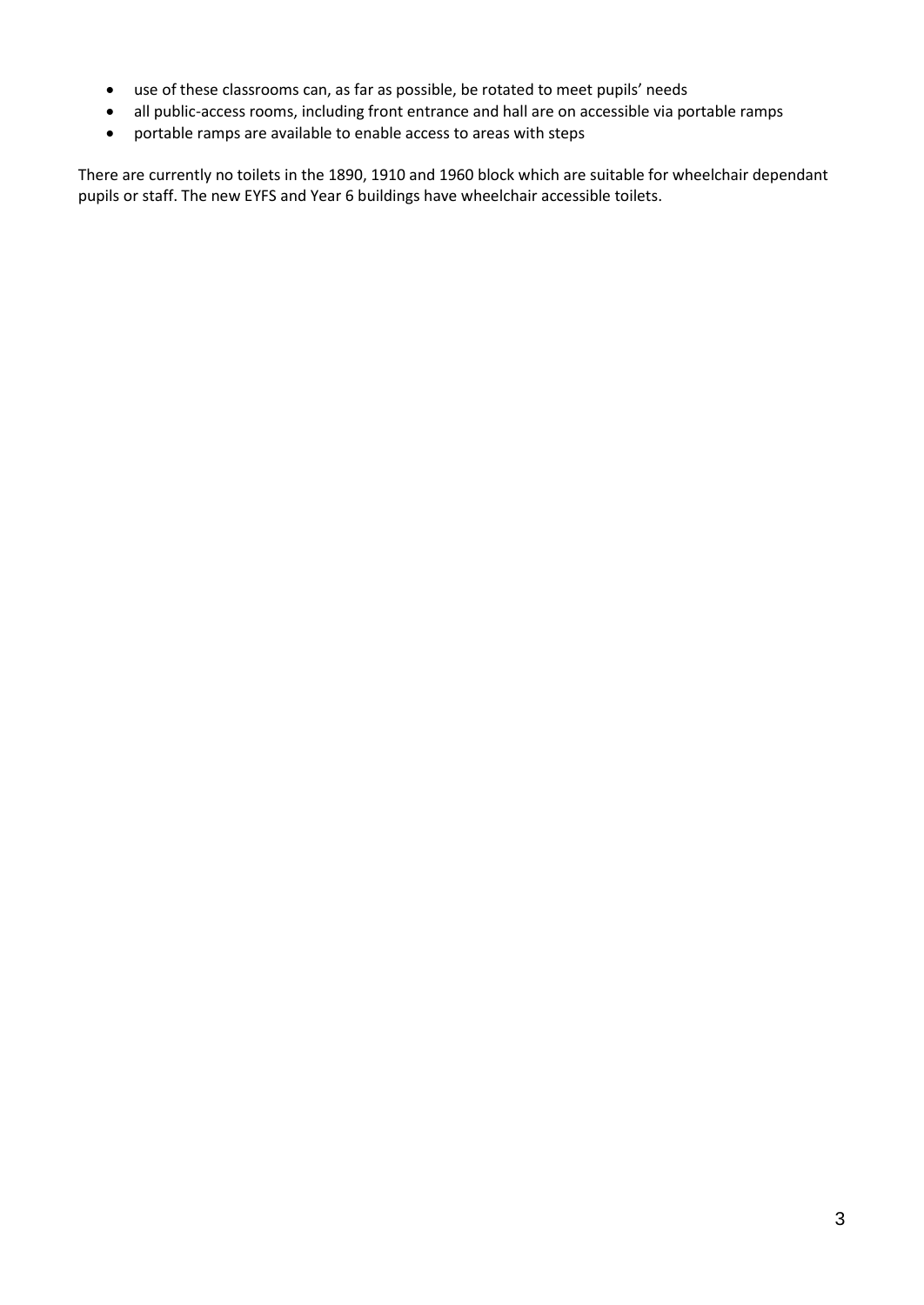- use of these classrooms can, as far as possible, be rotated to meet pupils' needs
- all public-access rooms, including front entrance and hall are on accessible via portable ramps
- portable ramps are available to enable access to areas with steps

There are currently no toilets in the 1890, 1910 and 1960 block which are suitable for wheelchair dependant pupils or staff. The new EYFS and Year 6 buildings have wheelchair accessible toilets.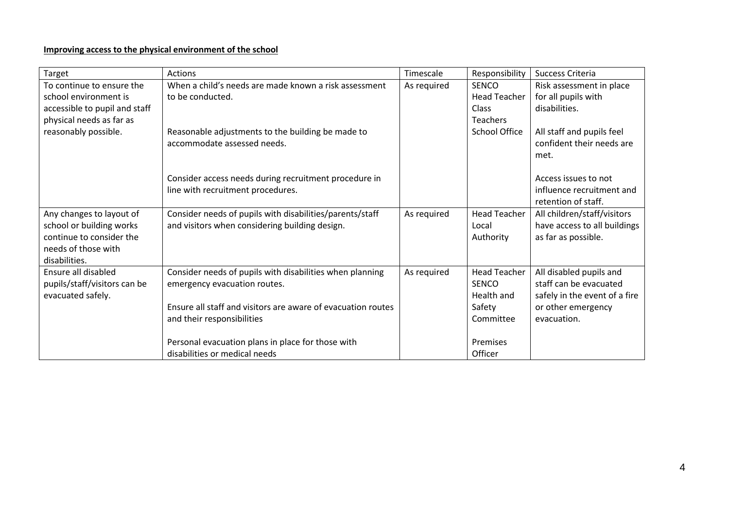**Improving access to the physical environment of the school**

| Target | Actions | Timescale | Responsibility | Success Criteria |
|---|---|---|---|---|
| To continue to ensure the school environment is accessible to pupil and staff physical needs as far as reasonably possible. | When a child's needs are made known a risk assessment to be conducted.<br><br>Reasonable adjustments to the building be made to accommodate assessed needs.<br><br>Consider access needs during recruitment procedure in line with recruitment procedures. | As required | SENCO<br>Head Teacher<br>Class Teachers<br>School Office | Risk assessment in place for all pupils with disabilities.<br><br>All staff and pupils feel confident their needs are met.<br><br>Access issues to not influence recruitment and retention of staff. |
| Any changes to layout of school or building works continue to consider the needs of those with disabilities. | Consider needs of pupils with disabilities/parents/staff and visitors when considering building design. | As required | Head Teacher<br>Local Authority | All children/staff/visitors have access to all buildings as far as possible. |
| Ensure all disabled pupils/staff/visitors can be evacuated safely. | Consider needs of pupils with disabilities when planning emergency evacuation routes.<br><br>Ensure all staff and visitors are aware of evacuation routes and their responsibilities<br><br>Personal evacuation plans in place for those with disabilities or medical needs | As required | Head Teacher<br>SENCO<br>Health and Safety Committee<br><br>Premises Officer | All disabled pupils and staff can be evacuated safely in the event of a fire or other emergency evacuation. |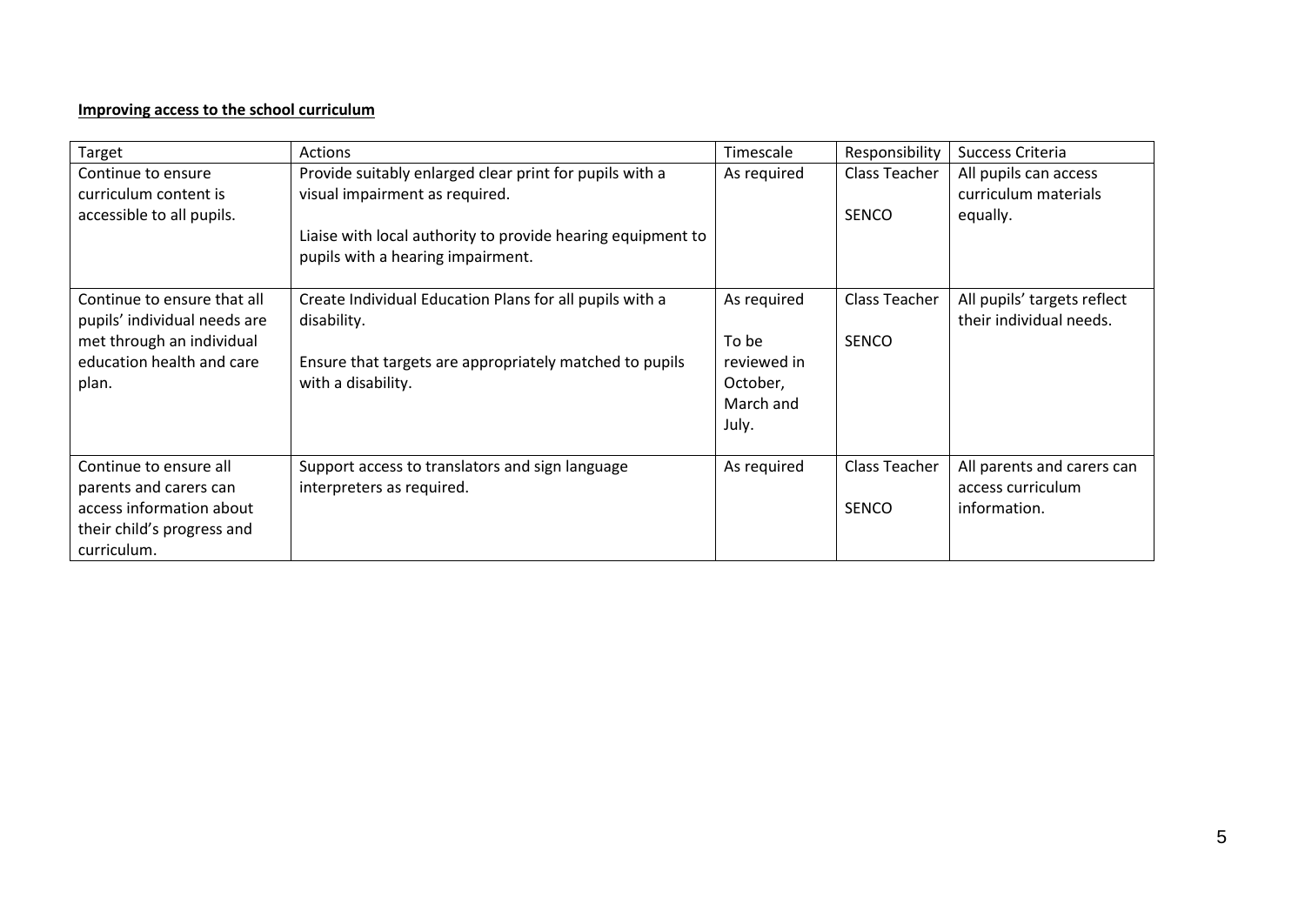**Improving access to the school curriculum**

| Target | Actions | Timescale | Responsibility | Success Criteria |
|---|---|---|---|---|
| Continue to ensure curriculum content is accessible to all pupils. | Provide suitably enlarged clear print for pupils with a visual impairment as required.<br><br>Liaise with local authority to provide hearing equipment to pupils with a hearing impairment. | As required | Class Teacher<br><br>SENCO | All pupils can access curriculum materials equally. |
| Continue to ensure that all pupils' individual needs are met through an individual education health and care plan. | Create Individual Education Plans for all pupils with a disability.<br><br>Ensure that targets are appropriately matched to pupils with a disability. | As required<br><br>To be reviewed in October, March and July. | Class Teacher<br><br>SENCO | All pupils' targets reflect their individual needs. |
| Continue to ensure all parents and carers can access information about their child's progress and curriculum. | Support access to translators and sign language interpreters as required. | As required | Class Teacher<br><br>SENCO | All parents and carers can access curriculum information. |